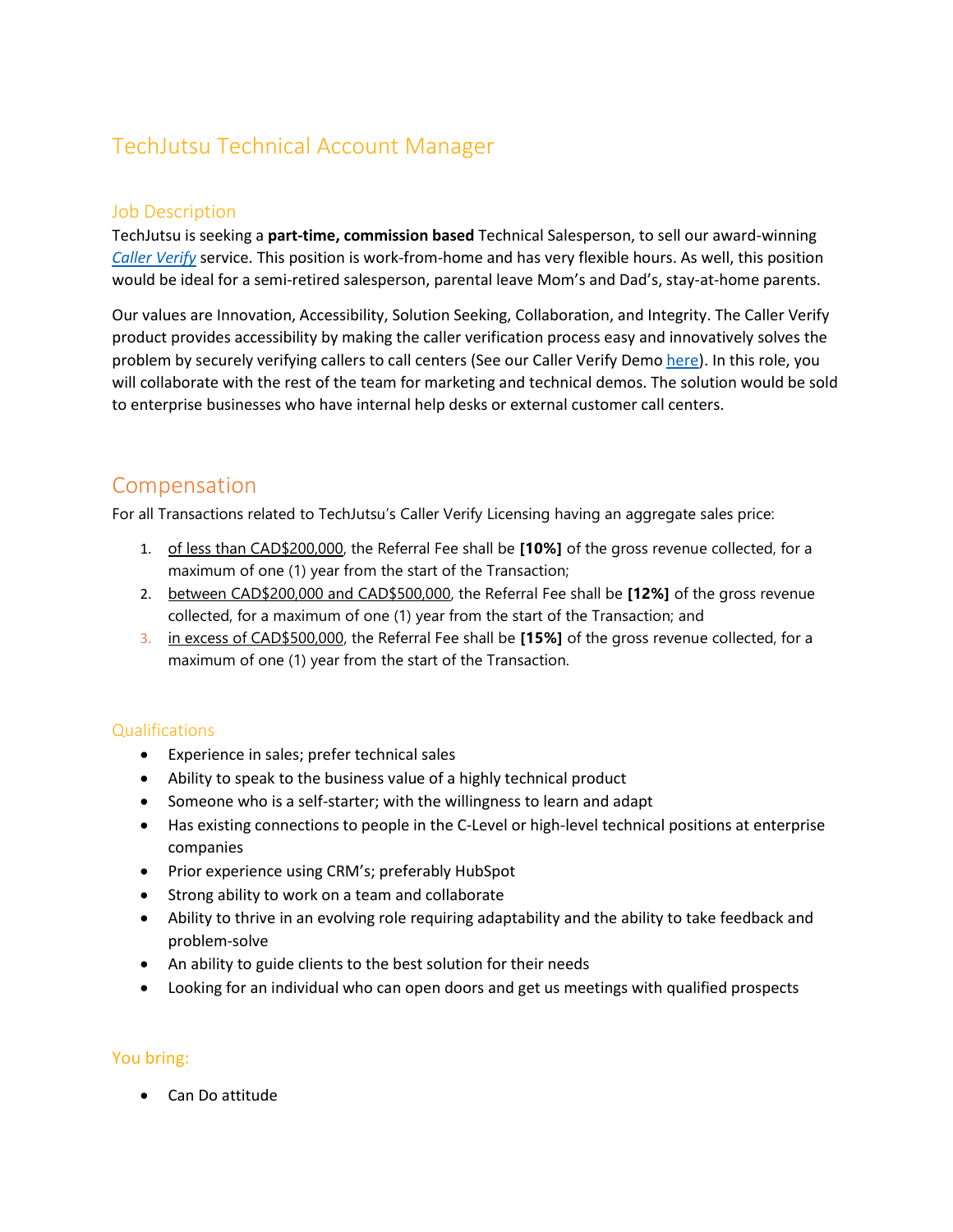# TechJutsu Technical Account Manager

### Job Description

TechJutsu is seeking a **part-time, commission based** Technical Salesperson, to sell our award-winning *Caller Verify* service. This position is work-from-home and has very flexible hours. As well, this position would be ideal for a semi-retired salesperson, parental leave Mom's and Dad's, stay-at-home parents.

Our values are Innovation, Accessibility, Solution Seeking, Collaboration, and Integrity. The Caller Verify product provides accessibility by making the caller verification process easy and innovatively solves the problem by securely verifying callers to call centers (See our Caller Verify Demo here). In this role, you will collaborate with the rest of the team for marketing and technical demos. The solution would be sold to enterprise businesses who have internal help desks or external customer call centers.

## Compensation

For all Transactions related to TechJutsu's Caller Verify Licensing having an aggregate sales price:

1. of less than CAD$200,000, the Referral Fee shall be **[10%]** of the gross revenue collected, for a maximum of one (1) year from the start of the Transaction;
2. between CAD$200,000 and CAD$500,000, the Referral Fee shall be **[12%]** of the gross revenue collected, for a maximum of one (1) year from the start of the Transaction; and
3. in excess of CAD$500,000, the Referral Fee shall be **[15%]** of the gross revenue collected, for a maximum of one (1) year from the start of the Transaction.

### Qualifications

- Experience in sales; prefer technical sales
- Ability to speak to the business value of a highly technical product
- Someone who is a self-starter; with the willingness to learn and adapt
- Has existing connections to people in the C-Level or high-level technical positions at enterprise companies
- Prior experience using CRM's; preferably HubSpot
- Strong ability to work on a team and collaborate
- Ability to thrive in an evolving role requiring adaptability and the ability to take feedback and problem-solve
- An ability to guide clients to the best solution for their needs
- Looking for an individual who can open doors and get us meetings with qualified prospects

### You bring:

- Can Do attitude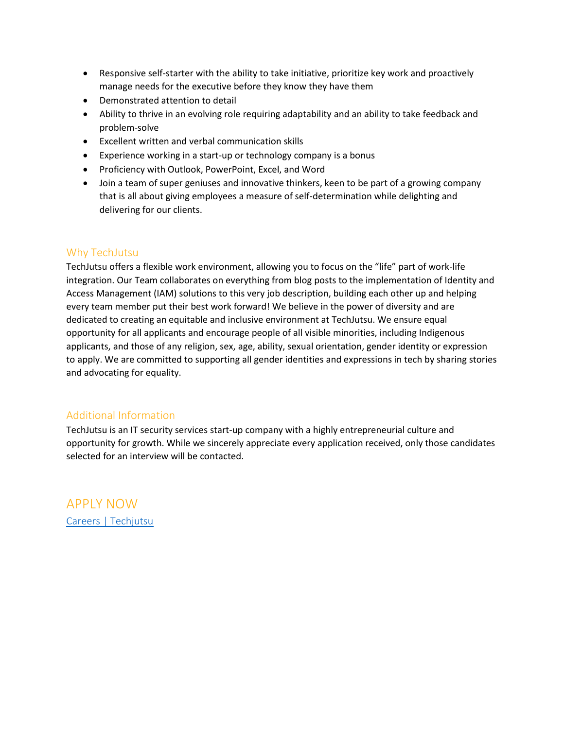- Responsive self-starter with the ability to take initiative, prioritize key work and proactively manage needs for the executive before they know they have them
- Demonstrated attention to detail
- Ability to thrive in an evolving role requiring adaptability and an ability to take feedback and problem-solve
- Excellent written and verbal communication skills
- Experience working in a start-up or technology company is a bonus
- Proficiency with Outlook, PowerPoint, Excel, and Word
- Join a team of super geniuses and innovative thinkers, keen to be part of a growing company that is all about giving employees a measure of self-determination while delighting and delivering for our clients.

## Why TechJutsu

TechJutsu offers a flexible work environment, allowing you to focus on the "life" part of work-life integration. Our Team collaborates on everything from blog posts to the implementation of Identity and Access Management (IAM) solutions to this very job description, building each other up and helping every team member put their best work forward! We believe in the power of diversity and are dedicated to creating an equitable and inclusive environment at TechJutsu. We ensure equal opportunity for all applicants and encourage people of all visible minorities, including Indigenous applicants, and those of any religion, sex, age, ability, sexual orientation, gender identity or expression to apply. We are committed to supporting all gender identities and expressions in tech by sharing stories and advocating for equality.

## Additional Information

TechJutsu is an IT security services start-up company with a highly entrepreneurial culture and opportunity for growth. While we sincerely appreciate every application received, only those candidates selected for an interview will be contacted.

# APPLY NOW

Careers | Techjutsu